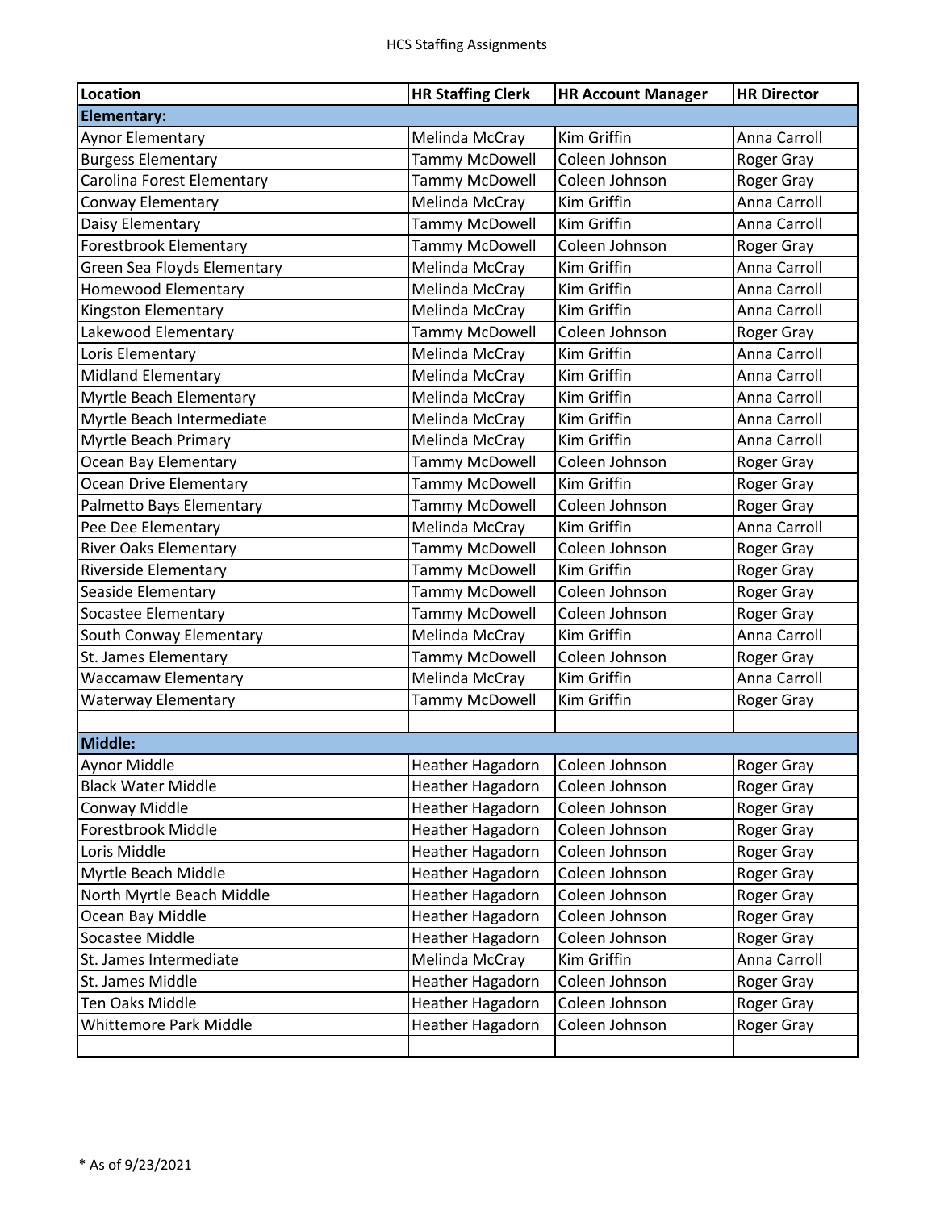# HCS Staffing Assignments

| Location | HR Staffing Clerk | HR Account Manager | HR Director |
|---|---|---|---|
| **Elementary:** | | | |
| Aynor Elementary | Melinda McCray | Kim Griffin | Anna Carroll |
| Burgess Elementary | Tammy McDowell | Coleen Johnson | Roger Gray |
| Carolina Forest Elementary | Tammy McDowell | Coleen Johnson | Roger Gray |
| Conway Elementary | Melinda McCray | Kim Griffin | Anna Carroll |
| Daisy Elementary | Tammy McDowell | Kim Griffin | Anna Carroll |
| Forestbrook Elementary | Tammy McDowell | Coleen Johnson | Roger Gray |
| Green Sea Floyds Elementary | Melinda McCray | Kim Griffin | Anna Carroll |
| Homewood Elementary | Melinda McCray | Kim Griffin | Anna Carroll |
| Kingston Elementary | Melinda McCray | Kim Griffin | Anna Carroll |
| Lakewood Elementary | Tammy McDowell | Coleen Johnson | Roger Gray |
| Loris Elementary | Melinda McCray | Kim Griffin | Anna Carroll |
| Midland Elementary | Melinda McCray | Kim Griffin | Anna Carroll |
| Myrtle Beach Elementary | Melinda McCray | Kim Griffin | Anna Carroll |
| Myrtle Beach Intermediate | Melinda McCray | Kim Griffin | Anna Carroll |
| Myrtle Beach Primary | Melinda McCray | Kim Griffin | Anna Carroll |
| Ocean Bay Elementary | Tammy McDowell | Coleen Johnson | Roger Gray |
| Ocean Drive Elementary | Tammy McDowell | Kim Griffin | Roger Gray |
| Palmetto Bays Elementary | Tammy McDowell | Coleen Johnson | Roger Gray |
| Pee Dee Elementary | Melinda McCray | Kim Griffin | Anna Carroll |
| River Oaks Elementary | Tammy McDowell | Coleen Johnson | Roger Gray |
| Riverside Elementary | Tammy McDowell | Kim Griffin | Roger Gray |
| Seaside Elementary | Tammy McDowell | Coleen Johnson | Roger Gray |
| Socastee Elementary | Tammy McDowell | Coleen Johnson | Roger Gray |
| South Conway Elementary | Melinda McCray | Kim Griffin | Anna Carroll |
| St. James Elementary | Tammy McDowell | Coleen Johnson | Roger Gray |
| Waccamaw Elementary | Melinda McCray | Kim Griffin | Anna Carroll |
| Waterway Elementary | Tammy McDowell | Kim Griffin | Roger Gray |
| | | | |
| **Middle:** | | | |
| Aynor Middle | Heather Hagadorn | Coleen Johnson | Roger Gray |
| Black Water Middle | Heather Hagadorn | Coleen Johnson | Roger Gray |
| Conway Middle | Heather Hagadorn | Coleen Johnson | Roger Gray |
| Forestbrook Middle | Heather Hagadorn | Coleen Johnson | Roger Gray |
| Loris Middle | Heather Hagadorn | Coleen Johnson | Roger Gray |
| Myrtle Beach Middle | Heather Hagadorn | Coleen Johnson | Roger Gray |
| North Myrtle Beach Middle | Heather Hagadorn | Coleen Johnson | Roger Gray |
| Ocean Bay Middle | Heather Hagadorn | Coleen Johnson | Roger Gray |
| Socastee Middle | Heather Hagadorn | Coleen Johnson | Roger Gray |
| St. James Intermediate | Melinda McCray | Kim Griffin | Anna Carroll |
| St. James Middle | Heather Hagadorn | Coleen Johnson | Roger Gray |
| Ten Oaks Middle | Heather Hagadorn | Coleen Johnson | Roger Gray |
| Whittemore Park Middle | Heather Hagadorn | Coleen Johnson | Roger Gray |
| | | | |

* As of 9/23/2021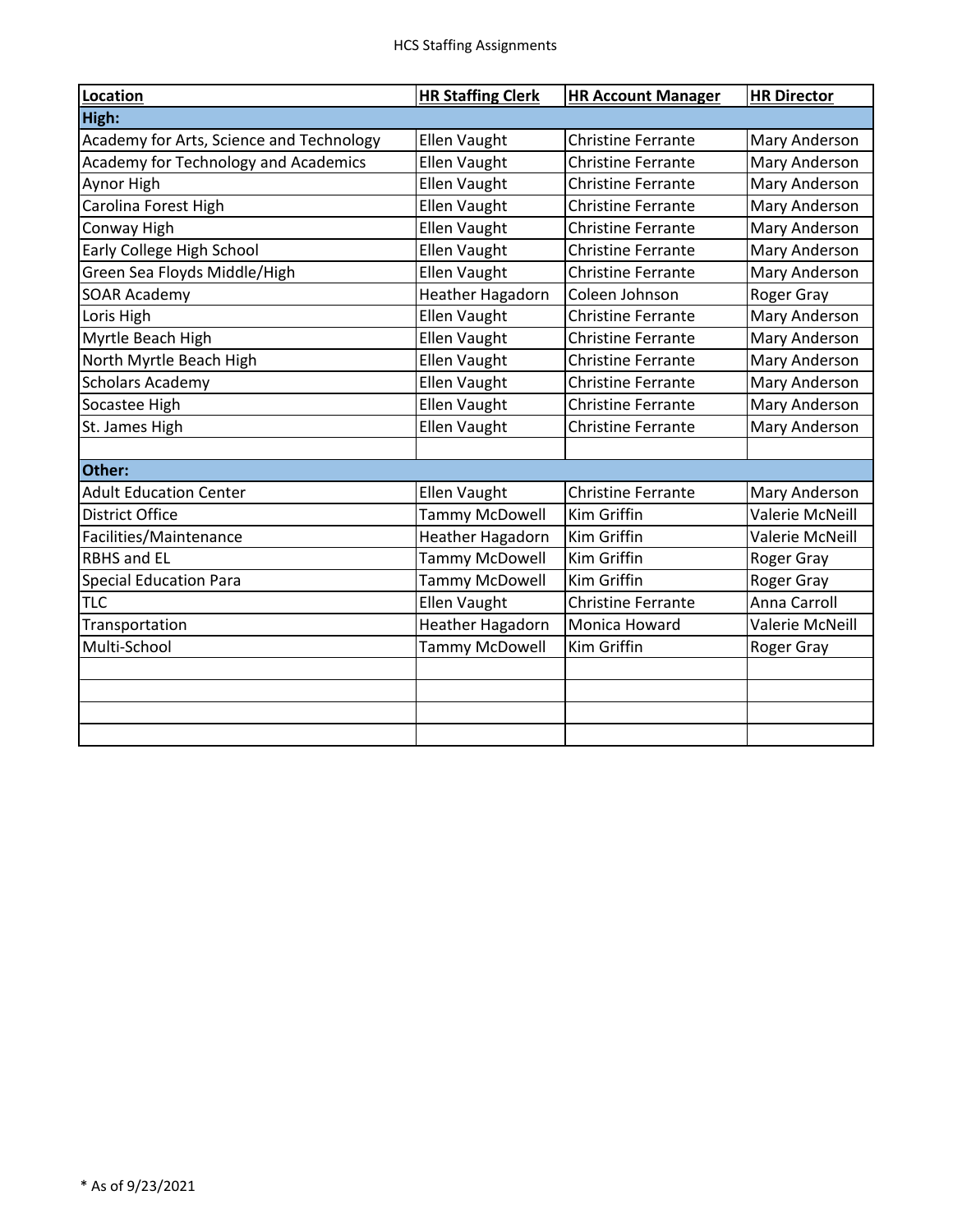HCS Staffing Assignments

| Location | HR Staffing Clerk | HR Account Manager | HR Director |
|---|---|---|---|
| **High:** | | | |
| Academy for Arts, Science and Technology | Ellen Vaught | Christine Ferrante | Mary Anderson |
| Academy for Technology and Academics | Ellen Vaught | Christine Ferrante | Mary Anderson |
| Aynor High | Ellen Vaught | Christine Ferrante | Mary Anderson |
| Carolina Forest High | Ellen Vaught | Christine Ferrante | Mary Anderson |
| Conway High | Ellen Vaught | Christine Ferrante | Mary Anderson |
| Early College High School | Ellen Vaught | Christine Ferrante | Mary Anderson |
| Green Sea Floyds Middle/High | Ellen Vaught | Christine Ferrante | Mary Anderson |
| SOAR Academy | Heather Hagadorn | Coleen Johnson | Roger Gray |
| Loris High | Ellen Vaught | Christine Ferrante | Mary Anderson |
| Myrtle Beach High | Ellen Vaught | Christine Ferrante | Mary Anderson |
| North Myrtle Beach High | Ellen Vaught | Christine Ferrante | Mary Anderson |
| Scholars Academy | Ellen Vaught | Christine Ferrante | Mary Anderson |
| Socastee High | Ellen Vaught | Christine Ferrante | Mary Anderson |
| St. James High | Ellen Vaught | Christine Ferrante | Mary Anderson |
| | | | |
| **Other:** | | | |
| Adult Education Center | Ellen Vaught | Christine Ferrante | Mary Anderson |
| District Office | Tammy McDowell | Kim Griffin | Valerie McNeill |
| Facilities/Maintenance | Heather Hagadorn | Kim Griffin | Valerie McNeill |
| RBHS and EL | Tammy McDowell | Kim Griffin | Roger Gray |
| Special Education Para | Tammy McDowell | Kim Griffin | Roger Gray |
| TLC | Ellen Vaught | Christine Ferrante | Anna Carroll |
| Transportation | Heather Hagadorn | Monica Howard | Valerie McNeill |
| Multi-School | Tammy McDowell | Kim Griffin | Roger Gray |

* As of 9/23/2021